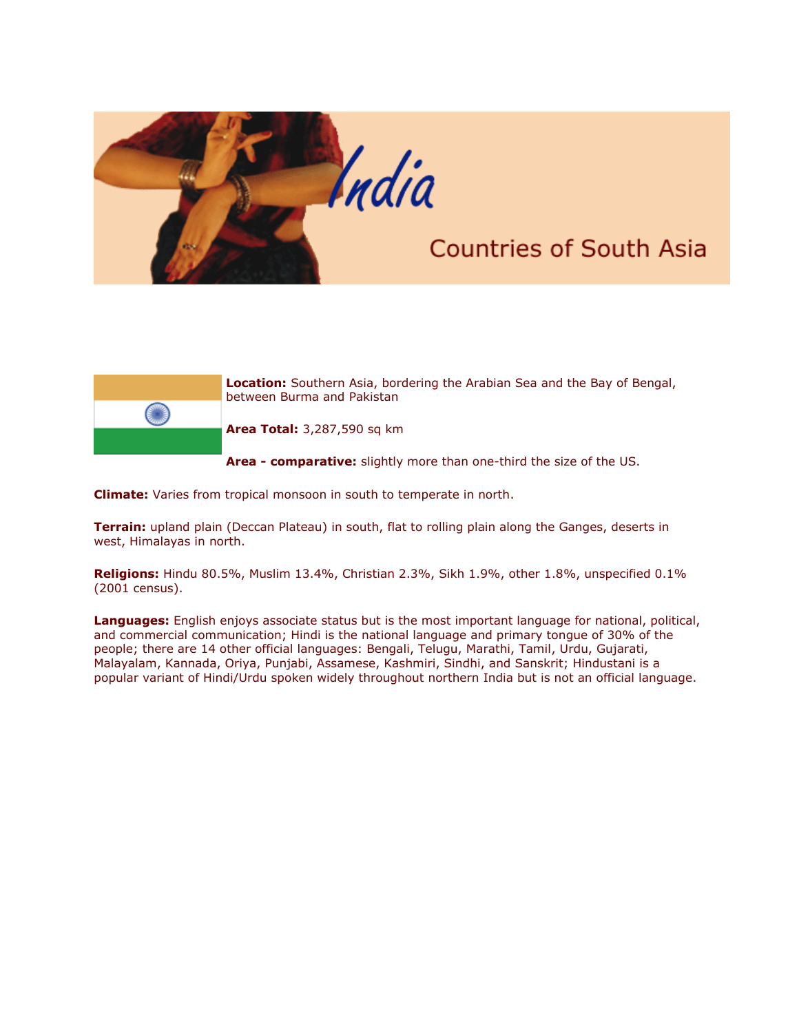# India

## Countries of South Asia

**Location:** Southern Asia, bordering the Arabian Sea and the Bay of Bengal, between Burma and Pakistan

**Area Total:** 3,287,590 sq km

**Area - comparative:** slightly more than one-third the size of the US.

**Climate:** Varies from tropical monsoon in south to temperate in north.

**Terrain:** upland plain (Deccan Plateau) in south, flat to rolling plain along the Ganges, deserts in west, Himalayas in north.

**Religions:** Hindu 80.5%, Muslim 13.4%, Christian 2.3%, Sikh 1.9%, other 1.8%, unspecified 0.1% (2001 census).

**Languages:** English enjoys associate status but is the most important language for national, political, and commercial communication; Hindi is the national language and primary tongue of 30% of the people; there are 14 other official languages: Bengali, Telugu, Marathi, Tamil, Urdu, Gujarati, Malayalam, Kannada, Oriya, Punjabi, Assamese, Kashmiri, Sindhi, and Sanskrit; Hindustani is a popular variant of Hindi/Urdu spoken widely throughout northern India but is not an official language.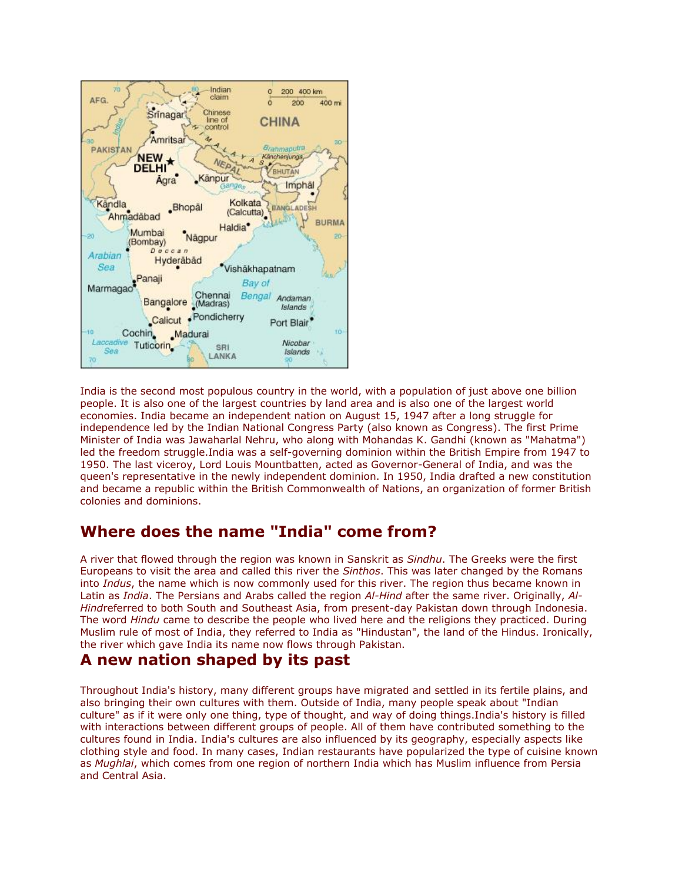India is the second most populous country in the world, with a population of just above one billion people. It is also one of the largest countries by land area and is also one of the largest world economies. India became an independent nation on August 15, 1947 after a long struggle for independence led by the Indian National Congress Party (also known as Congress). The first Prime Minister of India was Jawaharlal Nehru, who along with Mohandas K. Gandhi (known as "Mahatma") led the freedom struggle.India was a self-governing dominion within the British Empire from 1947 to 1950. The last viceroy, Lord Louis Mountbatten, acted as Governor-General of India, and was the queen's representative in the newly independent dominion. In 1950, India drafted a new constitution and became a republic within the British Commonwealth of Nations, an organization of former British colonies and dominions.

## Where does the name "India" come from?

A river that flowed through the region was known in Sanskrit as *Sindhu*. The Greeks were the first Europeans to visit the area and called this river the *Sinthos*. This was later changed by the Romans into *Indus*, the name which is now commonly used for this river. The region thus became known in Latin as *India*. The Persians and Arabs called the region *Al-Hind* after the same river. Originally, *Al-Hind*referred to both South and Southeast Asia, from present-day Pakistan down through Indonesia. The word *Hindu* came to describe the people who lived here and the religions they practiced. During Muslim rule of most of India, they referred to India as "Hindustan", the land of the Hindus. Ironically, the river which gave India its name now flows through Pakistan.

## A new nation shaped by its past

Throughout India's history, many different groups have migrated and settled in its fertile plains, and also bringing their own cultures with them. Outside of India, many people speak about "Indian culture" as if it were only one thing, type of thought, and way of doing things.India's history is filled with interactions between different groups of people. All of them have contributed something to the cultures found in India. India's cultures are also influenced by its geography, especially aspects like clothing style and food. In many cases, Indian restaurants have popularized the type of cuisine known as *Mughlai*, which comes from one region of northern India which has Muslim influence from Persia and Central Asia.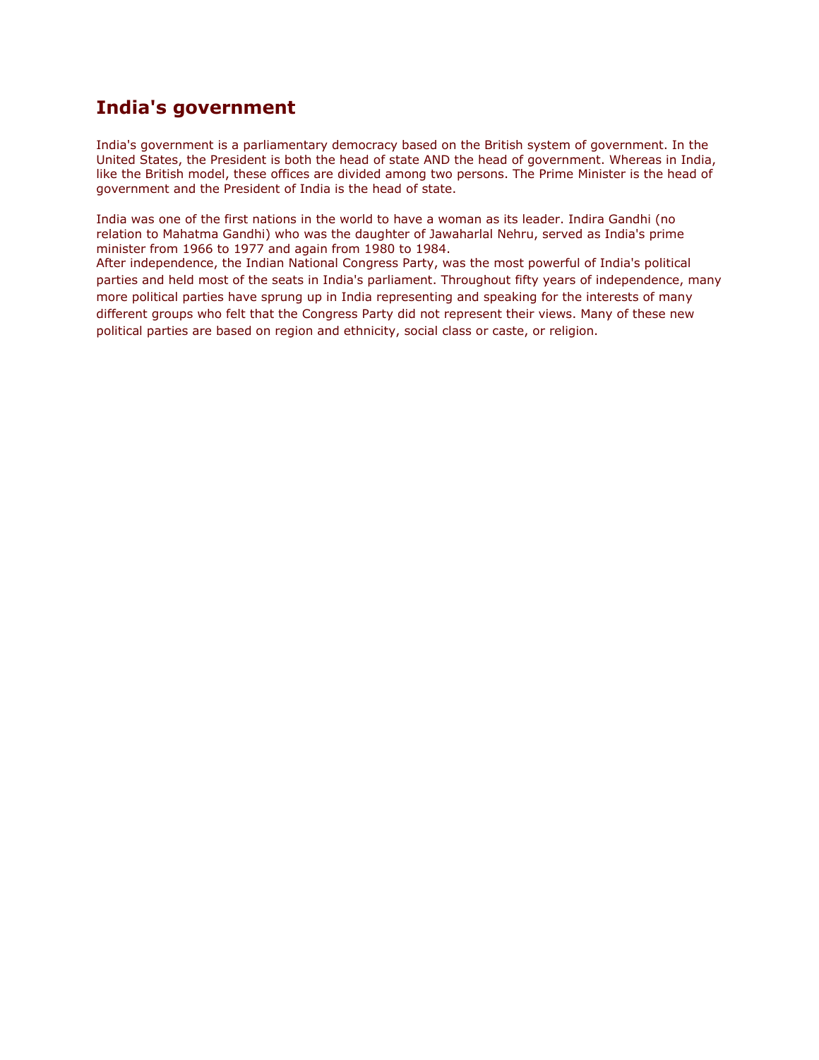## India's government

India's government is a parliamentary democracy based on the British system of government. In the United States, the President is both the head of state AND the head of government. Whereas in India, like the British model, these offices are divided among two persons. The Prime Minister is the head of government and the President of India is the head of state.

India was one of the first nations in the world to have a woman as its leader. Indira Gandhi (no relation to Mahatma Gandhi) who was the daughter of Jawaharlal Nehru, served as India's prime minister from 1966 to 1977 and again from 1980 to 1984.
After independence, the Indian National Congress Party, was the most powerful of India's political parties and held most of the seats in India's parliament. Throughout fifty years of independence, many more political parties have sprung up in India representing and speaking for the interests of many different groups who felt that the Congress Party did not represent their views. Many of these new political parties are based on region and ethnicity, social class or caste, or religion.